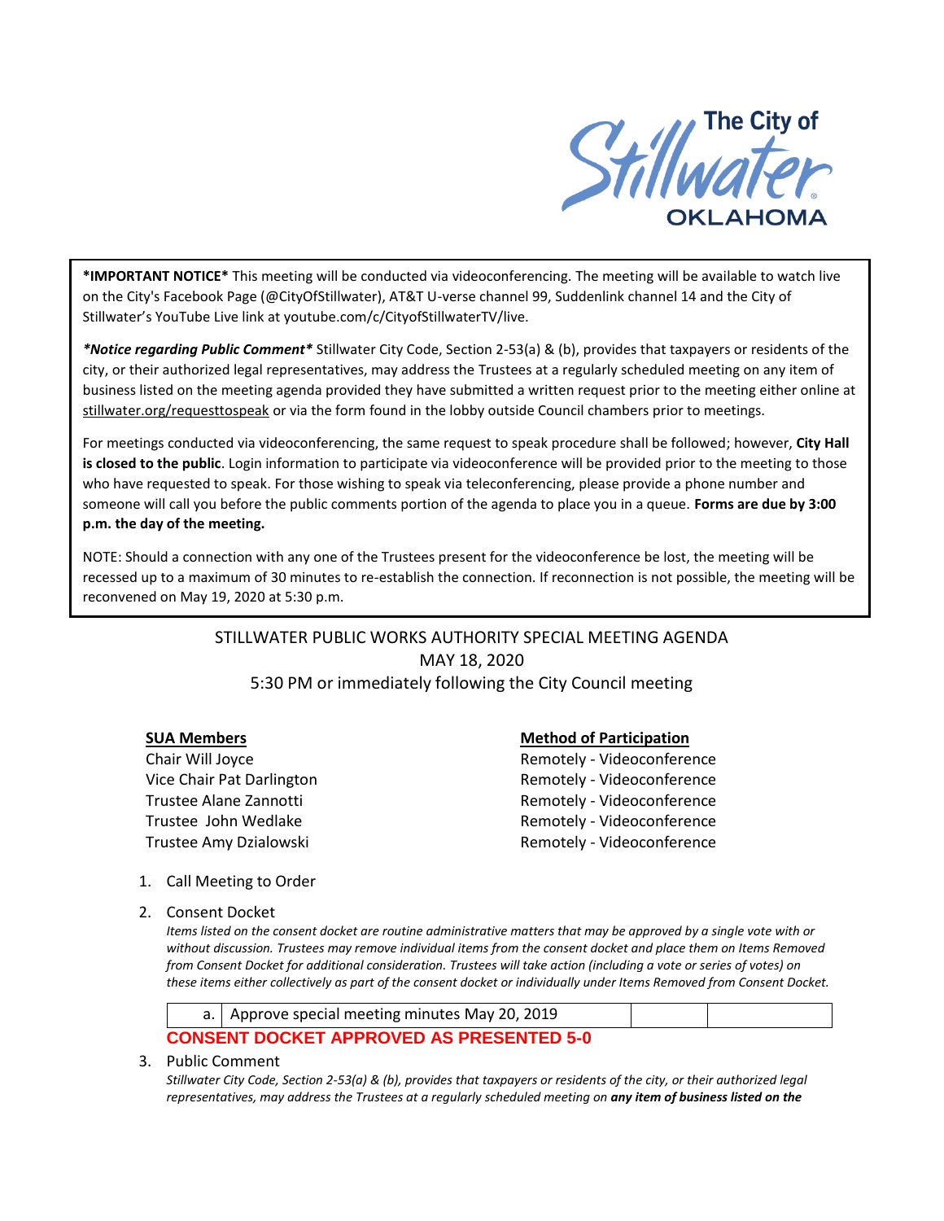The City of Stillwater OKLAHOMA

**\*IMPORTANT NOTICE\*** This meeting will be conducted via videoconferencing. The meeting will be available to watch live on the City's Facebook Page (@CityOfStillwater), AT&T U-verse channel 99, Suddenlink channel 14 and the City of Stillwater's YouTube Live link at youtube.com/c/CityofStillwaterTV/live.

***\*Notice regarding Public Comment\**** Stillwater City Code, Section 2-53(a) & (b), provides that taxpayers or residents of the city, or their authorized legal representatives, may address the Trustees at a regularly scheduled meeting on any item of business listed on the meeting agenda provided they have submitted a written request prior to the meeting either online at stillwater.org/requesttospeak or via the form found in the lobby outside Council chambers prior to meetings.

For meetings conducted via videoconferencing, the same request to speak procedure shall be followed; however, **City Hall is closed to the public**. Login information to participate via videoconference will be provided prior to the meeting to those who have requested to speak. For those wishing to speak via teleconferencing, please provide a phone number and someone will call you before the public comments portion of the agenda to place you in a queue. **Forms are due by 3:00 p.m. the day of the meeting.**

NOTE: Should a connection with any one of the Trustees present for the videoconference be lost, the meeting will be recessed up to a maximum of 30 minutes to re-establish the connection. If reconnection is not possible, the meeting will be reconvened on May 19, 2020 at 5:30 p.m.

# STILLWATER PUBLIC WORKS AUTHORITY SPECIAL MEETING AGENDA
## MAY 18, 2020
## 5:30 PM or immediately following the City Council meeting

| **SUA Members** | **Method of Participation** |
|---|---|
| Chair Will Joyce | Remotely - Videoconference |
| Vice Chair Pat Darlington | Remotely - Videoconference |
| Trustee Alane Zannotti | Remotely - Videoconference |
| Trustee John Wedlake | Remotely - Videoconference |
| Trustee Amy Dzialowski | Remotely - Videoconference |

1. Call Meeting to Order

2. Consent Docket

   *Items listed on the consent docket are routine administrative matters that may be approved by a single vote with or without discussion. Trustees may remove individual items from the consent docket and place them on Items Removed from Consent Docket for additional consideration. Trustees will take action (including a vote or series of votes) on these items either collectively as part of the consent docket or individually under Items Removed from Consent Docket.*

| a. | Approve special meeting minutes May 20, 2019 | | |
|---|---|---|---|

**CONSENT DOCKET APPROVED AS PRESENTED 5-0**

3. Public Comment

   *Stillwater City Code, Section 2-53(a) & (b), provides that taxpayers or residents of the city, or their authorized legal representatives, may address the Trustees at a regularly scheduled meeting on* ***any item of business listed on the***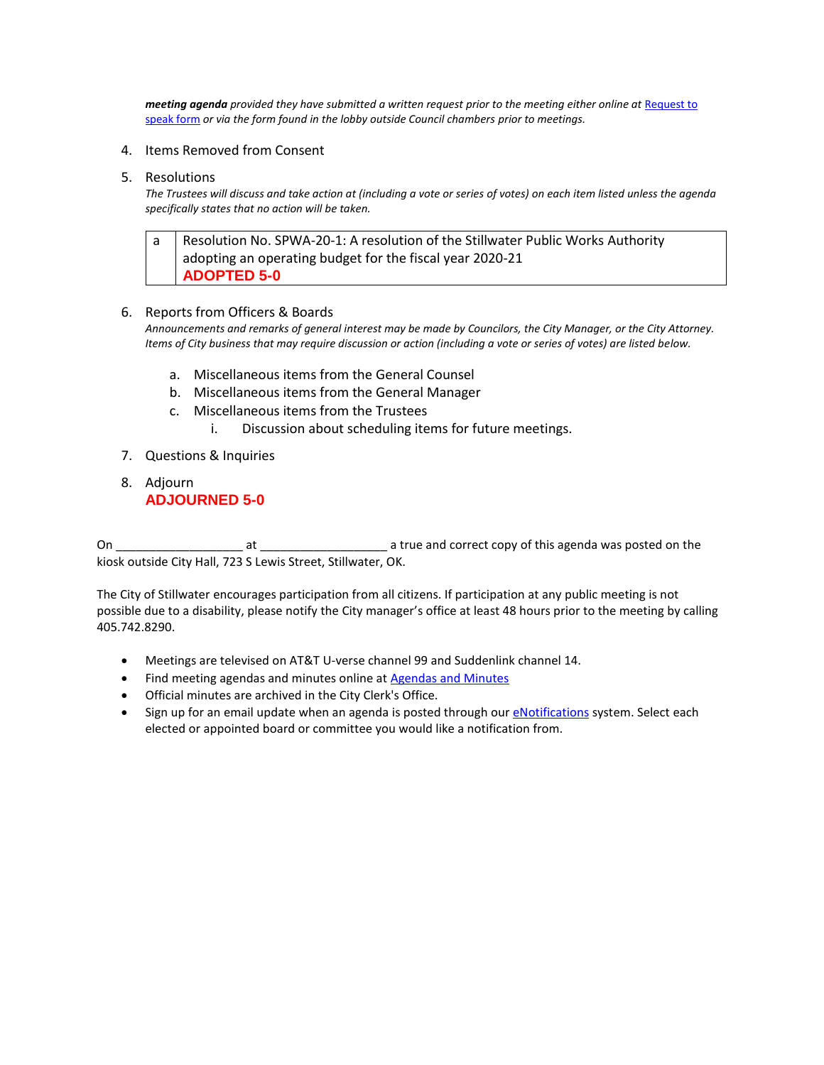***meeting agenda*** *provided they have submitted a written request prior to the meeting either online at* [Request to speak form](#) *or via the form found in the lobby outside Council chambers prior to meetings.*

4. Items Removed from Consent

5. Resolutions

   *The Trustees will discuss and take action at (including a vote or series of votes) on each item listed unless the agenda specifically states that no action will be taken.*

| | |
|---|---|
| a | Resolution No. SPWA-20-1: A resolution of the Stillwater Public Works Authority adopting an operating budget for the fiscal year 2020-21<br>**ADOPTED 5-0** |

6. Reports from Officers & Boards

   *Announcements and remarks of general interest may be made by Councilors, the City Manager, or the City Attorney. Items of City business that may require discussion or action (including a vote or series of votes) are listed below.*

   a. Miscellaneous items from the General Counsel
   b. Miscellaneous items from the General Manager
   c. Miscellaneous items from the Trustees
      i. Discussion about scheduling items for future meetings.

7. Questions & Inquiries

8. Adjourn

   **ADJOURNED 5-0**

On ___________________ at ___________________ a true and correct copy of this agenda was posted on the kiosk outside City Hall, 723 S Lewis Street, Stillwater, OK.

The City of Stillwater encourages participation from all citizens. If participation at any public meeting is not possible due to a disability, please notify the City manager's office at least 48 hours prior to the meeting by calling 405.742.8290.

- Meetings are televised on AT&T U-verse channel 99 and Suddenlink channel 14.
- Find meeting agendas and minutes online at [Agendas and Minutes](#)
- Official minutes are archived in the City Clerk's Office.
- Sign up for an email update when an agenda is posted through our [eNotifications](#) system. Select each elected or appointed board or committee you would like a notification from.